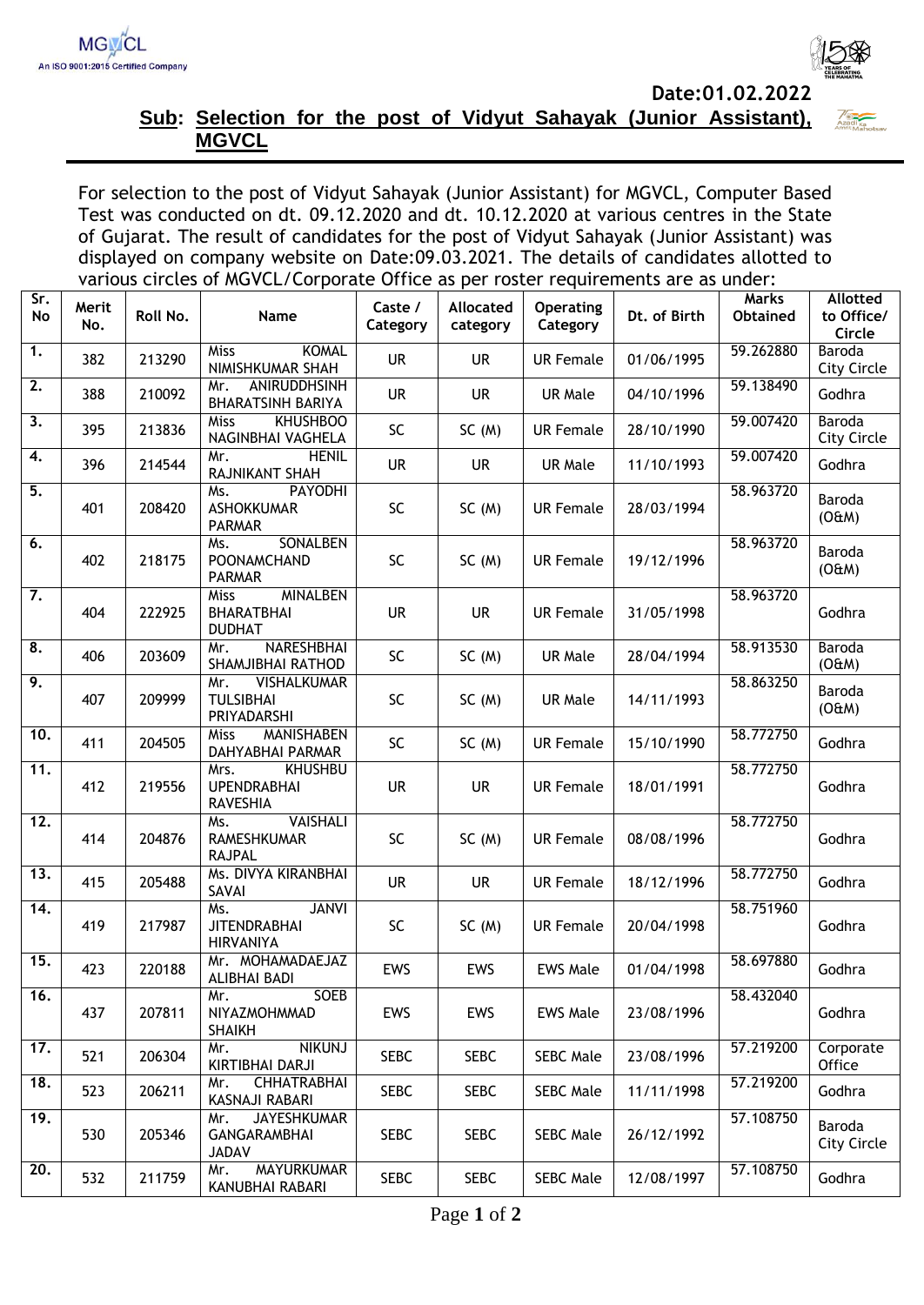MGVCL
An ISO 9001:2015 Certified Company

**Date:01.02.2022**

**Sub: Selection for the post of Vidyut Sahayak (Junior Assistant), MGVCL**

For selection to the post of Vidyut Sahayak (Junior Assistant) for MGVCL, Computer Based Test was conducted on dt. 09.12.2020 and dt. 10.12.2020 at various centres in the State of Gujarat. The result of candidates for the post of Vidyut Sahayak (Junior Assistant) was displayed on company website on Date:09.03.2021. The details of candidates allotted to various circles of MGVCL/Corporate Office as per roster requirements are as under:

| Sr. No | Merit No. | Roll No. | Name | Caste / Category | Allocated category | Operating Category | Dt. of Birth | Marks Obtained | Allotted to Office/ Circle |
|---|---|---|---|---|---|---|---|---|---|
| 1. | 382 | 213290 | Miss KOMAL NIMISHKUMAR SHAH | UR | UR | UR Female | 01/06/1995 | 59.262880 | Baroda City Circle |
| 2. | 388 | 210092 | Mr. ANIRUDDHSINH BHARATSINH BARIYA | UR | UR | UR Male | 04/10/1996 | 59.138490 | Godhra |
| 3. | 395 | 213836 | Miss KHUSHBOO NAGINBHAI VAGHELA | SC | SC (M) | UR Female | 28/10/1990 | 59.007420 | Baroda City Circle |
| 4. | 396 | 214544 | Mr. HENIL RAJNIKANT SHAH | UR | UR | UR Male | 11/10/1993 | 59.007420 | Godhra |
| 5. | 401 | 208420 | Ms. PAYODHI ASHOKKUMAR PARMAR | SC | SC (M) | UR Female | 28/03/1994 | 58.963720 | Baroda (O&M) |
| 6. | 402 | 218175 | Ms. SONALBEN POONAMCHAND PARMAR | SC | SC (M) | UR Female | 19/12/1996 | 58.963720 | Baroda (O&M) |
| 7. | 404 | 222925 | Miss MINALBEN BHARATBHAI DUDHAT | UR | UR | UR Female | 31/05/1998 | 58.963720 | Godhra |
| 8. | 406 | 203609 | Mr. NARESHBHAI SHAMJIBHAI RATHOD | SC | SC (M) | UR Male | 28/04/1994 | 58.913530 | Baroda (O&M) |
| 9. | 407 | 209999 | Mr. VISHALKUMAR TULSIBHAI PRIYADARSHI | SC | SC (M) | UR Male | 14/11/1993 | 58.863250 | Baroda (O&M) |
| 10. | 411 | 204505 | Miss MANISHABEN DAHYABHAI PARMAR | SC | SC (M) | UR Female | 15/10/1990 | 58.772750 | Godhra |
| 11. | 412 | 219556 | Mrs. KHUSHBU UPENDRABHAI RAVESHIA | UR | UR | UR Female | 18/01/1991 | 58.772750 | Godhra |
| 12. | 414 | 204876 | Ms. VAISHALI RAMESHKUMAR RAJPAL | SC | SC (M) | UR Female | 08/08/1996 | 58.772750 | Godhra |
| 13. | 415 | 205488 | Ms. DIVYA KIRANBHAI SAVAI | UR | UR | UR Female | 18/12/1996 | 58.772750 | Godhra |
| 14. | 419 | 217987 | Ms. JANVI JITENDRABHAI HIRVANIYA | SC | SC (M) | UR Female | 20/04/1998 | 58.751960 | Godhra |
| 15. | 423 | 220188 | Mr. MOHAMADAEJAZ ALIBHAI BADI | EWS | EWS | EWS Male | 01/04/1998 | 58.697880 | Godhra |
| 16. | 437 | 207811 | Mr. SOEB NIYAZMOHMMAD SHAIKH | EWS | EWS | EWS Male | 23/08/1996 | 58.432040 | Godhra |
| 17. | 521 | 206304 | Mr. NIKUNJ KIRTIBHAI DARJI | SEBC | SEBC | SEBC Male | 23/08/1996 | 57.219200 | Corporate Office |
| 18. | 523 | 206211 | Mr. CHHATRABHAI KASNAJI RABARI | SEBC | SEBC | SEBC Male | 11/11/1998 | 57.219200 | Godhra |
| 19. | 530 | 205346 | Mr. JAYESHKUMAR GANGARAMBHAI JADAV | SEBC | SEBC | SEBC Male | 26/12/1992 | 57.108750 | Baroda City Circle |
| 20. | 532 | 211759 | Mr. MAYURKUMAR KANUBHAI RABARI | SEBC | SEBC | SEBC Male | 12/08/1997 | 57.108750 | Godhra |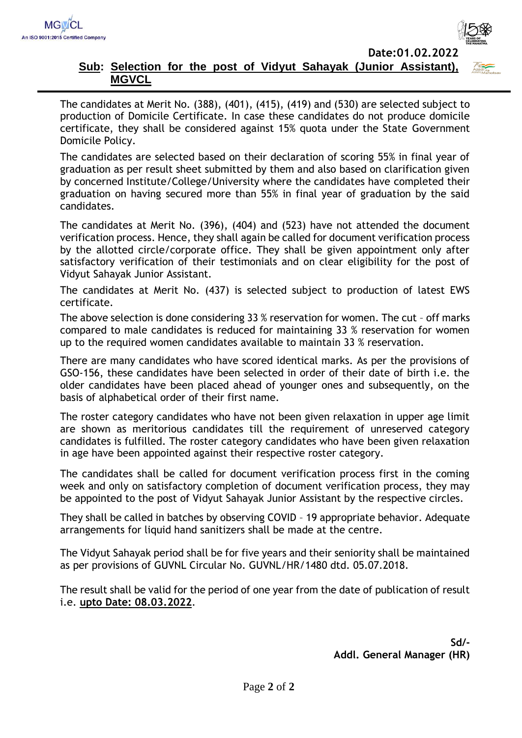**Date:01.02.2022**

**Sub: Selection for the post of Vidyut Sahayak (Junior Assistant), MGVCL**

The candidates at Merit No. (388), (401), (415), (419) and (530) are selected subject to production of Domicile Certificate. In case these candidates do not produce domicile certificate, they shall be considered against 15% quota under the State Government Domicile Policy.

The candidates are selected based on their declaration of scoring 55% in final year of graduation as per result sheet submitted by them and also based on clarification given by concerned Institute/College/University where the candidates have completed their graduation on having secured more than 55% in final year of graduation by the said candidates.

The candidates at Merit No. (396), (404) and (523) have not attended the document verification process. Hence, they shall again be called for document verification process by the allotted circle/corporate office. They shall be given appointment only after satisfactory verification of their testimonials and on clear eligibility for the post of Vidyut Sahayak Junior Assistant.

The candidates at Merit No. (437) is selected subject to production of latest EWS certificate.

The above selection is done considering 33 % reservation for women. The cut – off marks compared to male candidates is reduced for maintaining 33 % reservation for women up to the required women candidates available to maintain 33 % reservation.

There are many candidates who have scored identical marks. As per the provisions of GSO-156, these candidates have been selected in order of their date of birth i.e. the older candidates have been placed ahead of younger ones and subsequently, on the basis of alphabetical order of their first name.

The roster category candidates who have not been given relaxation in upper age limit are shown as meritorious candidates till the requirement of unreserved category candidates is fulfilled. The roster category candidates who have been given relaxation in age have been appointed against their respective roster category.

The candidates shall be called for document verification process first in the coming week and only on satisfactory completion of document verification process, they may be appointed to the post of Vidyut Sahayak Junior Assistant by the respective circles.

They shall be called in batches by observing COVID – 19 appropriate behavior. Adequate arrangements for liquid hand sanitizers shall be made at the centre.

The Vidyut Sahayak period shall be for five years and their seniority shall be maintained as per provisions of GUVNL Circular No. GUVNL/HR/1480 dtd. 05.07.2018.

The result shall be valid for the period of one year from the date of publication of result i.e. **upto Date: 08.03.2022**.

**Sd/-**
**Addl. General Manager (HR)**